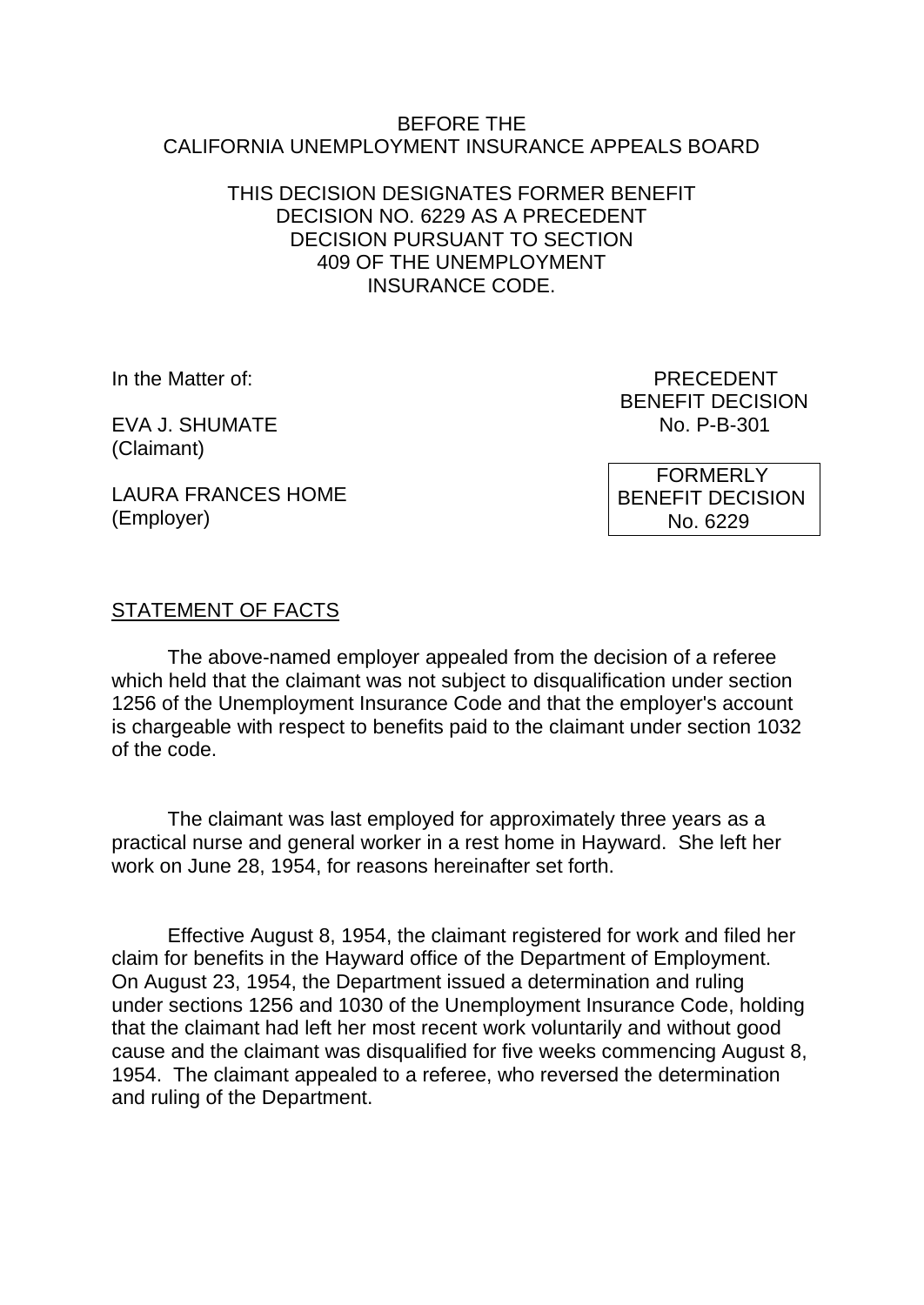BEFORE THE
CALIFORNIA UNEMPLOYMENT INSURANCE APPEALS BOARD

THIS DECISION DESIGNATES FORMER BENEFIT DECISION NO. 6229 AS A PRECEDENT DECISION PURSUANT TO SECTION 409 OF THE UNEMPLOYMENT INSURANCE CODE.

In the Matter of:

EVA J. SHUMATE
(Claimant)

LAURA FRANCES HOME
(Employer)

PRECEDENT
BENEFIT DECISION
No. P-B-301

FORMERLY
BENEFIT DECISION
No. 6229

STATEMENT OF FACTS

The above-named employer appealed from the decision of a referee which held that the claimant was not subject to disqualification under section 1256 of the Unemployment Insurance Code and that the employer's account is chargeable with respect to benefits paid to the claimant under section 1032 of the code.

The claimant was last employed for approximately three years as a practical nurse and general worker in a rest home in Hayward. She left her work on June 28, 1954, for reasons hereinafter set forth.

Effective August 8, 1954, the claimant registered for work and filed her claim for benefits in the Hayward office of the Department of Employment. On August 23, 1954, the Department issued a determination and ruling under sections 1256 and 1030 of the Unemployment Insurance Code, holding that the claimant had left her most recent work voluntarily and without good cause and the claimant was disqualified for five weeks commencing August 8, 1954. The claimant appealed to a referee, who reversed the determination and ruling of the Department.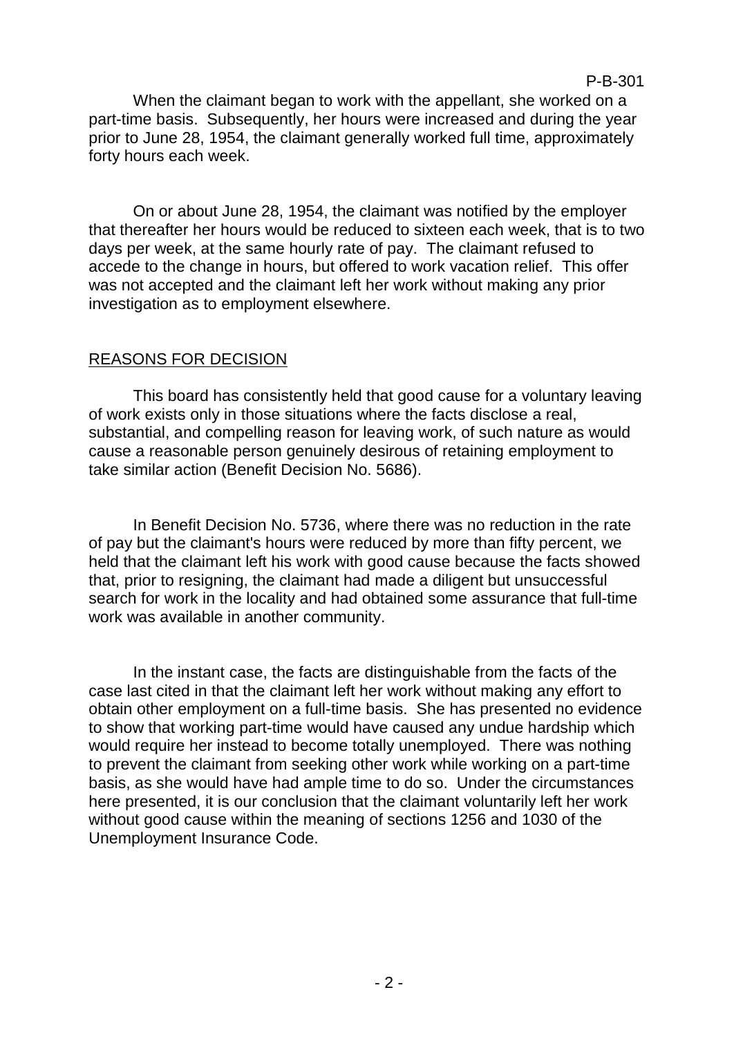When the claimant began to work with the appellant, she worked on a part-time basis. Subsequently, her hours were increased and during the year prior to June 28, 1954, the claimant generally worked full time, approximately forty hours each week.

On or about June 28, 1954, the claimant was notified by the employer that thereafter her hours would be reduced to sixteen each week, that is to two days per week, at the same hourly rate of pay. The claimant refused to accede to the change in hours, but offered to work vacation relief. This offer was not accepted and the claimant left her work without making any prior investigation as to employment elsewhere.

## REASONS FOR DECISION

This board has consistently held that good cause for a voluntary leaving of work exists only in those situations where the facts disclose a real, substantial, and compelling reason for leaving work, of such nature as would cause a reasonable person genuinely desirous of retaining employment to take similar action (Benefit Decision No. 5686).

In Benefit Decision No. 5736, where there was no reduction in the rate of pay but the claimant's hours were reduced by more than fifty percent, we held that the claimant left his work with good cause because the facts showed that, prior to resigning, the claimant had made a diligent but unsuccessful search for work in the locality and had obtained some assurance that full-time work was available in another community.

In the instant case, the facts are distinguishable from the facts of the case last cited in that the claimant left her work without making any effort to obtain other employment on a full-time basis. She has presented no evidence to show that working part-time would have caused any undue hardship which would require her instead to become totally unemployed. There was nothing to prevent the claimant from seeking other work while working on a part-time basis, as she would have had ample time to do so. Under the circumstances here presented, it is our conclusion that the claimant voluntarily left her work without good cause within the meaning of sections 1256 and 1030 of the Unemployment Insurance Code.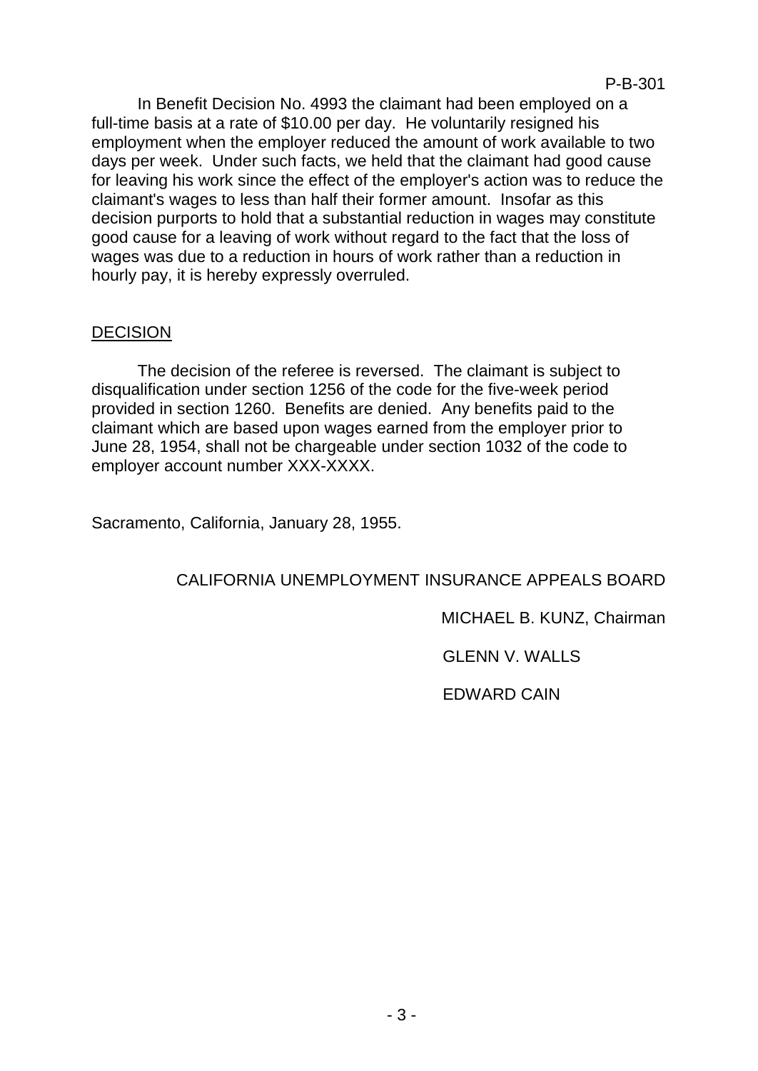In Benefit Decision No. 4993 the claimant had been employed on a full-time basis at a rate of $10.00 per day. He voluntarily resigned his employment when the employer reduced the amount of work available to two days per week. Under such facts, we held that the claimant had good cause for leaving his work since the effect of the employer's action was to reduce the claimant's wages to less than half their former amount. Insofar as this decision purports to hold that a substantial reduction in wages may constitute good cause for a leaving of work without regard to the fact that the loss of wages was due to a reduction in hours of work rather than a reduction in hourly pay, it is hereby expressly overruled.

## DECISION

The decision of the referee is reversed. The claimant is subject to disqualification under section 1256 of the code for the five-week period provided in section 1260. Benefits are denied. Any benefits paid to the claimant which are based upon wages earned from the employer prior to June 28, 1954, shall not be chargeable under section 1032 of the code to employer account number XXX-XXXX.

Sacramento, California, January 28, 1955.

CALIFORNIA UNEMPLOYMENT INSURANCE APPEALS BOARD

MICHAEL B. KUNZ, Chairman

GLENN V. WALLS

EDWARD CAIN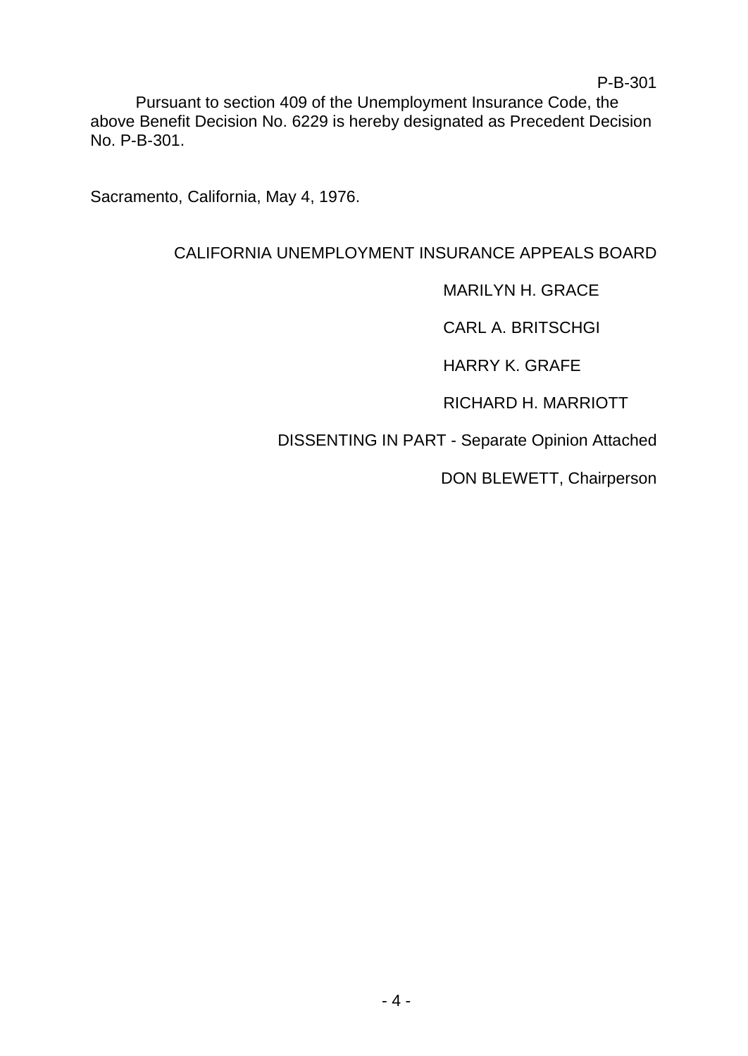P-B-301

Pursuant to section 409 of the Unemployment Insurance Code, the above Benefit Decision No. 6229 is hereby designated as Precedent Decision No. P-B-301.

Sacramento, California, May 4, 1976.

CALIFORNIA UNEMPLOYMENT INSURANCE APPEALS BOARD

MARILYN H. GRACE

CARL A. BRITSCHGI

HARRY K. GRAFE

RICHARD H. MARRIOTT

DISSENTING IN PART - Separate Opinion Attached

DON BLEWETT, Chairperson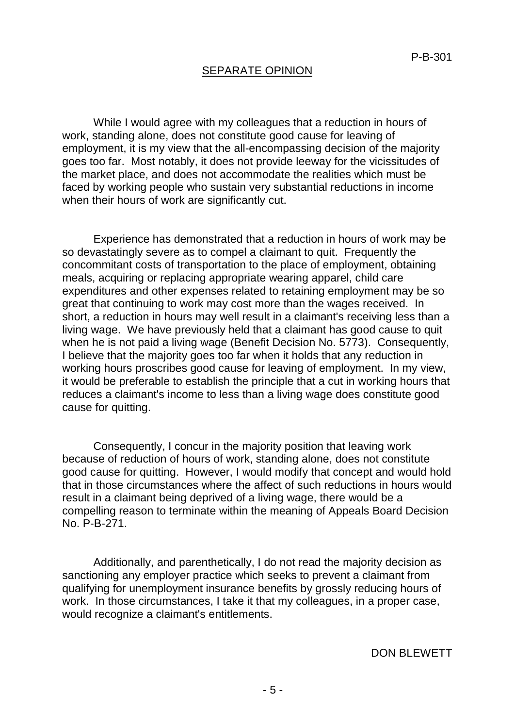## SEPARATE OPINION

While I would agree with my colleagues that a reduction in hours of work, standing alone, does not constitute good cause for leaving of employment, it is my view that the all-encompassing decision of the majority goes too far. Most notably, it does not provide leeway for the vicissitudes of the market place, and does not accommodate the realities which must be faced by working people who sustain very substantial reductions in income when their hours of work are significantly cut.

Experience has demonstrated that a reduction in hours of work may be so devastatingly severe as to compel a claimant to quit. Frequently the concommitant costs of transportation to the place of employment, obtaining meals, acquiring or replacing appropriate wearing apparel, child care expenditures and other expenses related to retaining employment may be so great that continuing to work may cost more than the wages received. In short, a reduction in hours may well result in a claimant's receiving less than a living wage. We have previously held that a claimant has good cause to quit when he is not paid a living wage (Benefit Decision No. 5773). Consequently, I believe that the majority goes too far when it holds that any reduction in working hours proscribes good cause for leaving of employment. In my view, it would be preferable to establish the principle that a cut in working hours that reduces a claimant's income to less than a living wage does constitute good cause for quitting.

Consequently, I concur in the majority position that leaving work because of reduction of hours of work, standing alone, does not constitute good cause for quitting. However, I would modify that concept and would hold that in those circumstances where the affect of such reductions in hours would result in a claimant being deprived of a living wage, there would be a compelling reason to terminate within the meaning of Appeals Board Decision No. P-B-271.

Additionally, and parenthetically, I do not read the majority decision as sanctioning any employer practice which seeks to prevent a claimant from qualifying for unemployment insurance benefits by grossly reducing hours of work. In those circumstances, I take it that my colleagues, in a proper case, would recognize a claimant's entitlements.

DON BLEWETT